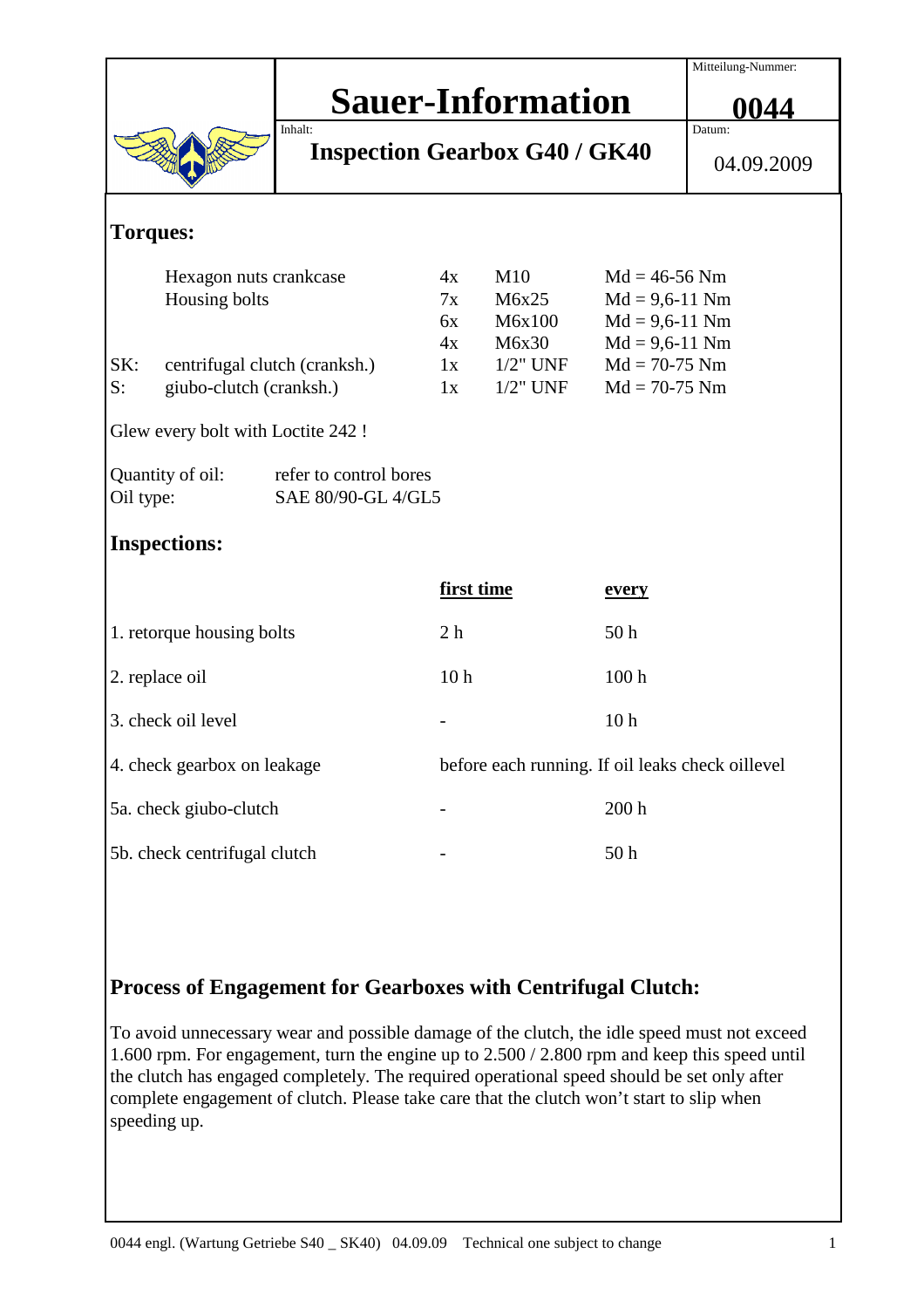| | Sauer-Information | Mitteilung-Nummer: **0044** |
|---|---|---|
| | Inhalt: **Inspection Gearbox G40 / GK40** | Datum: 04.09.2009 |

## Torques:

| | | | | |
|---|---|---|---|---|
| | Hexagon nuts crankcase | 4x | M10 | Md = 46-56 Nm |
| | Housing bolts | 7x | M6x25 | Md = 9,6-11 Nm |
| | | 6x | M6x100 | Md = 9,6-11 Nm |
| | | 4x | M6x30 | Md = 9,6-11 Nm |
| SK: | centrifugal clutch (cranksh.) | 1x | 1/2" UNF | Md = 70-75 Nm |
| S: | giubo-clutch (cranksh.) | 1x | 1/2" UNF | Md = 70-75 Nm |

Glew every bolt with Loctite 242 !

Quantity of oil: refer to control bores
Oil type: SAE 80/90-GL 4/GL5

## Inspections:

| | first time | every |
|---|---|---|
| 1. retorque housing bolts | 2 h | 50 h |
| 2. replace oil | 10 h | 100 h |
| 3. check oil level | - | 10 h |
| 4. check gearbox on leakage | before each running. If oil leaks check oillevel | |
| 5a. check giubo-clutch | - | 200 h |
| 5b. check centrifugal clutch | - | 50 h |

## Process of Engagement for Gearboxes with Centrifugal Clutch:

To avoid unnecessary wear and possible damage of the clutch, the idle speed must not exceed 1.600 rpm. For engagement, turn the engine up to 2.500 / 2.800 rpm and keep this speed until the clutch has engaged completely. The required operational speed should be set only after complete engagement of clutch. Please take care that the clutch won't start to slip when speeding up.

0044 engl. (Wartung Getriebe S40 _ SK40) 04.09.09 Technical one subject to change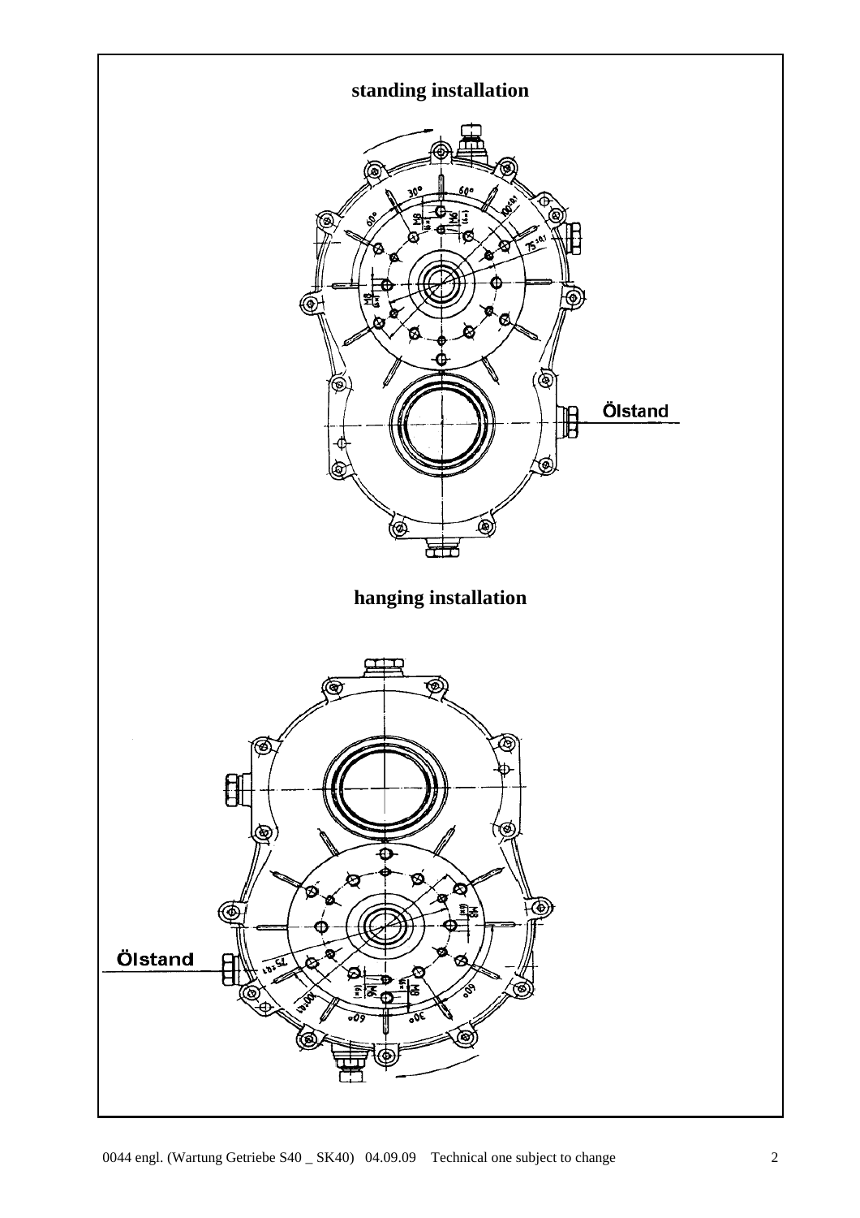## standing installation

Ölstand

## hanging installation

Ölstand